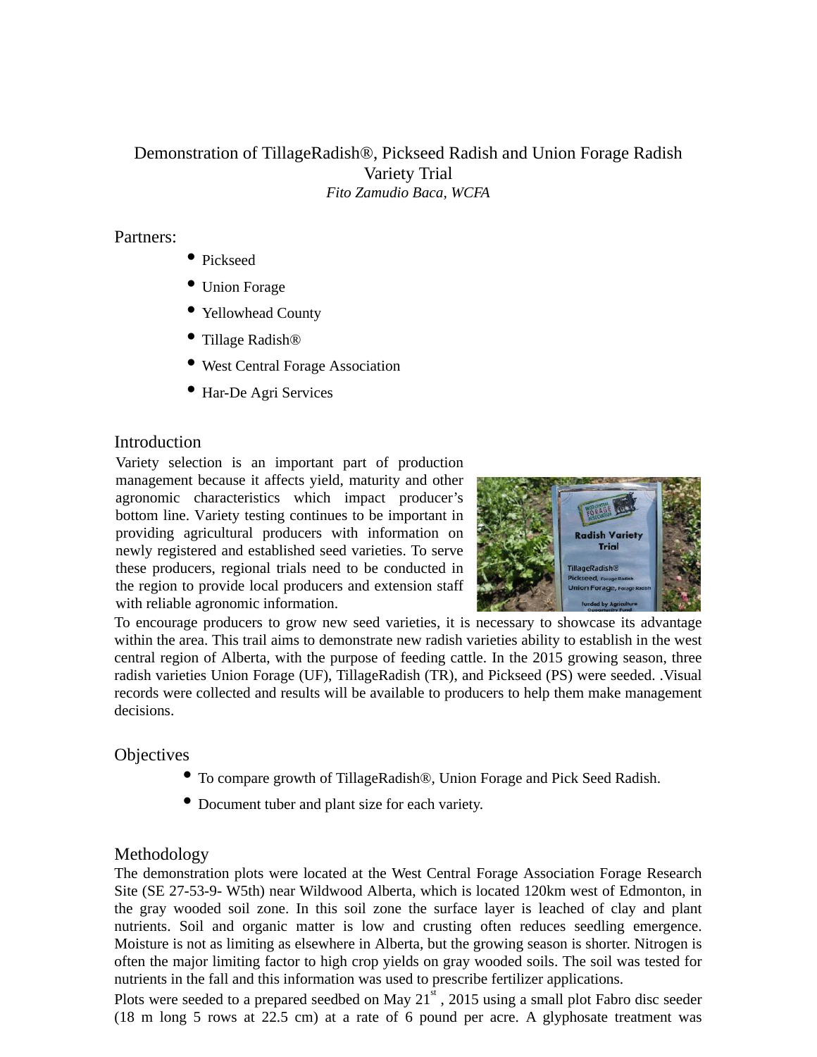# Demonstration of TillageRadish®, Pickseed Radish and Union Forage Radish Variety Trial

*Fito Zamudio Baca, WCFA*

## Partners:

- Pickseed
- Union Forage
- Yellowhead County
- Tillage Radish®
- West Central Forage Association
- Har-De Agri Services

## Introduction

Variety selection is an important part of production management because it affects yield, maturity and other agronomic characteristics which impact producer's bottom line. Variety testing continues to be important in providing agricultural producers with information on newly registered and established seed varieties. To serve these producers, regional trials need to be conducted in the region to provide local producers and extension staff with reliable agronomic information.

To encourage producers to grow new seed varieties, it is necessary to showcase its advantage within the area. This trail aims to demonstrate new radish varieties ability to establish in the west central region of Alberta, with the purpose of feeding cattle. In the 2015 growing season, three radish varieties Union Forage (UF), TillageRadish (TR), and Pickseed (PS) were seeded. .Visual records were collected and results will be available to producers to help them make management decisions.

## Objectives

- To compare growth of TillageRadish®, Union Forage and Pick Seed Radish.
- Document tuber and plant size for each variety.

## Methodology

The demonstration plots were located at the West Central Forage Association Forage Research Site (SE 27-53-9- W5th) near Wildwood Alberta, which is located 120km west of Edmonton, in the gray wooded soil zone. In this soil zone the surface layer is leached of clay and plant nutrients. Soil and organic matter is low and crusting often reduces seedling emergence. Moisture is not as limiting as elsewhere in Alberta, but the growing season is shorter. Nitrogen is often the major limiting factor to high crop yields on gray wooded soils. The soil was tested for nutrients in the fall and this information was used to prescribe fertilizer applications.

Plots were seeded to a prepared seedbed on May 21st , 2015 using a small plot Fabro disc seeder (18 m long 5 rows at 22.5 cm) at a rate of 6 pound per acre. A glyphosate treatment was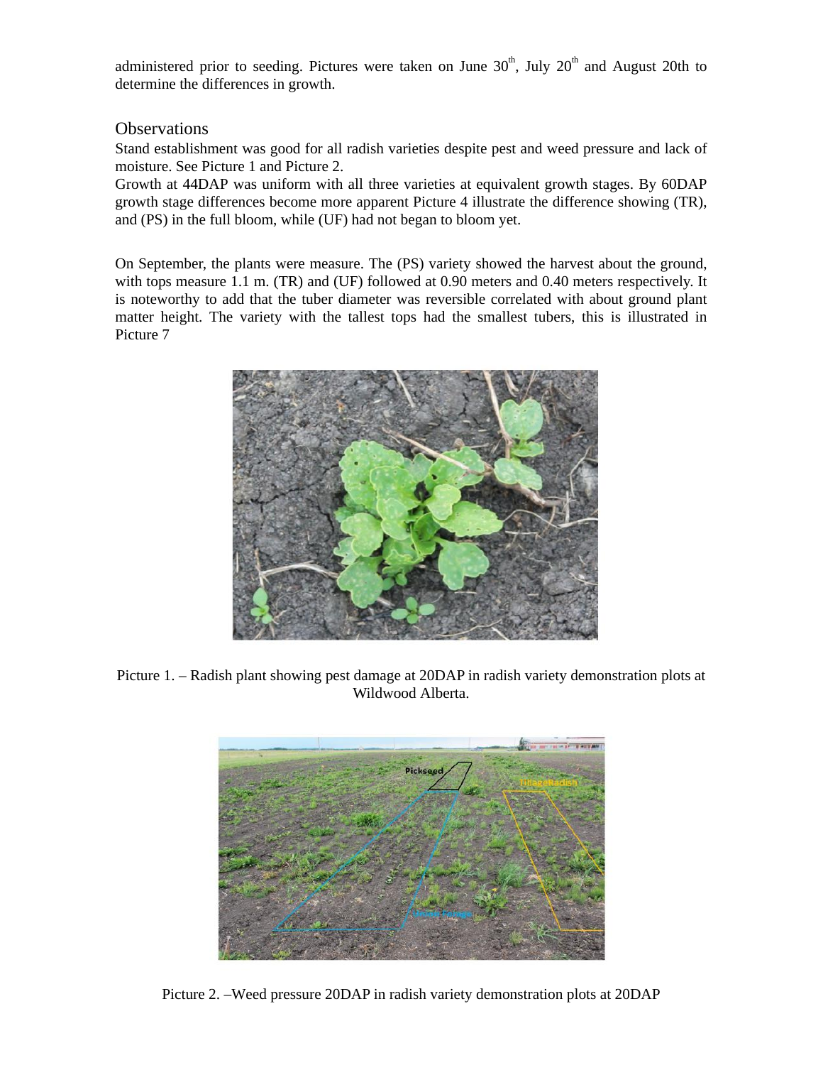administered prior to seeding. Pictures were taken on June 30th, July 20th and August 20th to determine the differences in growth.

## Observations

Stand establishment was good for all radish varieties despite pest and weed pressure and lack of moisture. See Picture 1 and Picture 2.

Growth at 44DAP was uniform with all three varieties at equivalent growth stages. By 60DAP growth stage differences become more apparent Picture 4 illustrate the difference showing (TR), and (PS) in the full bloom, while (UF) had not began to bloom yet.

On September, the plants were measure. The (PS) variety showed the harvest about the ground, with tops measure 1.1 m. (TR) and (UF) followed at 0.90 meters and 0.40 meters respectively. It is noteworthy to add that the tuber diameter was reversible correlated with about ground plant matter height. The variety with the tallest tops had the smallest tubers, this is illustrated in Picture 7

Picture 1. – Radish plant showing pest damage at 20DAP in radish variety demonstration plots at Wildwood Alberta.

Picture 2. –Weed pressure 20DAP in radish variety demonstration plots at 20DAP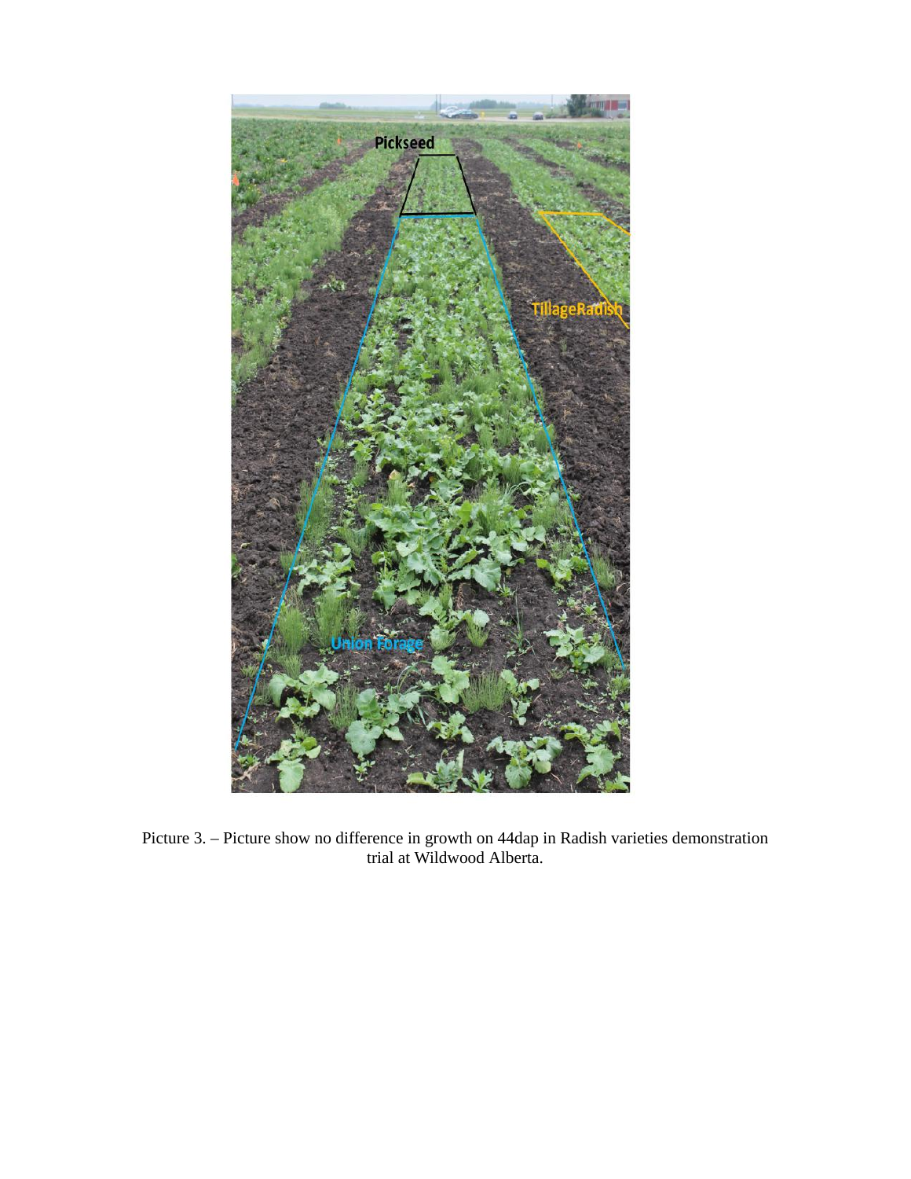Picture 3. – Picture show no difference in growth on 44dap in Radish varieties demonstration trial at Wildwood Alberta.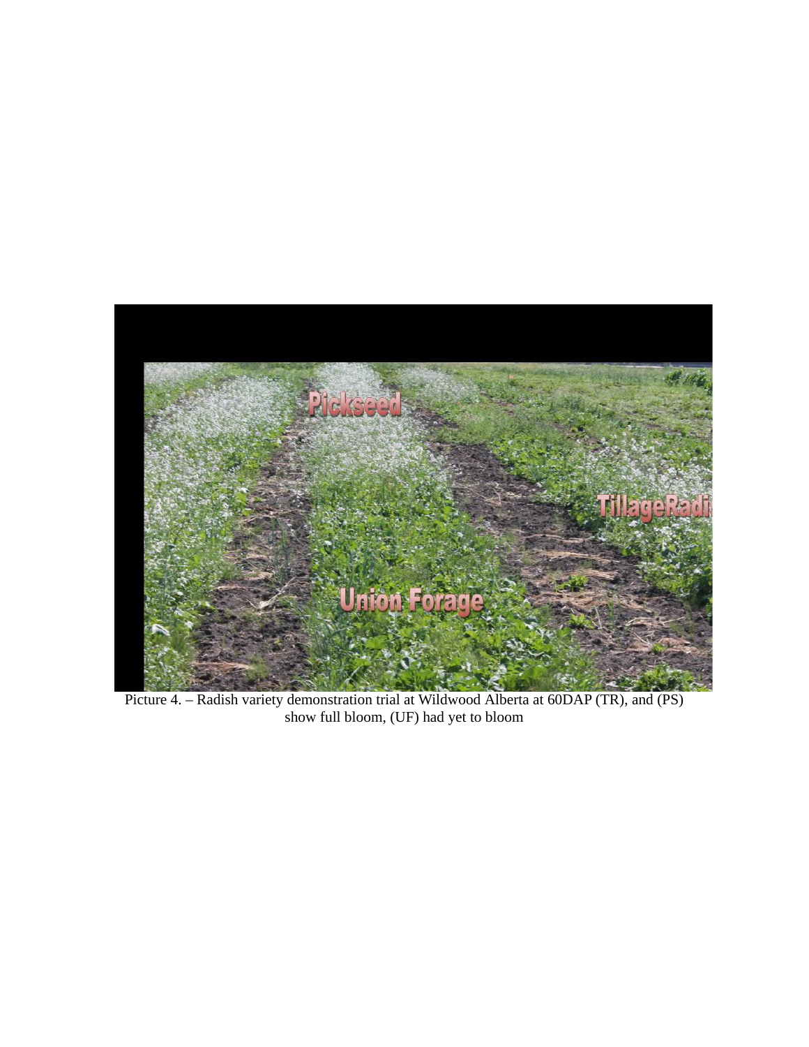Picture 4. – Radish variety demonstration trial at Wildwood Alberta at 60DAP (TR), and (PS) show full bloom, (UF) had yet to bloom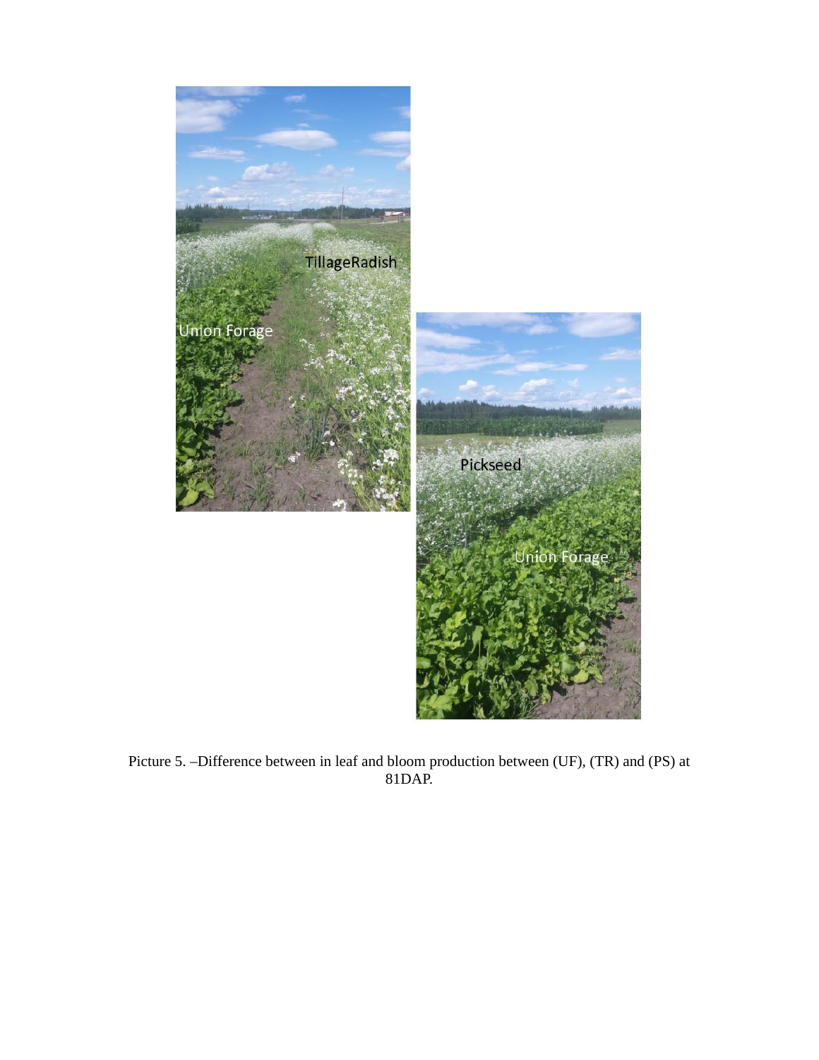Picture 5. –Difference between in leaf and bloom production between (UF), (TR) and (PS) at 81DAP.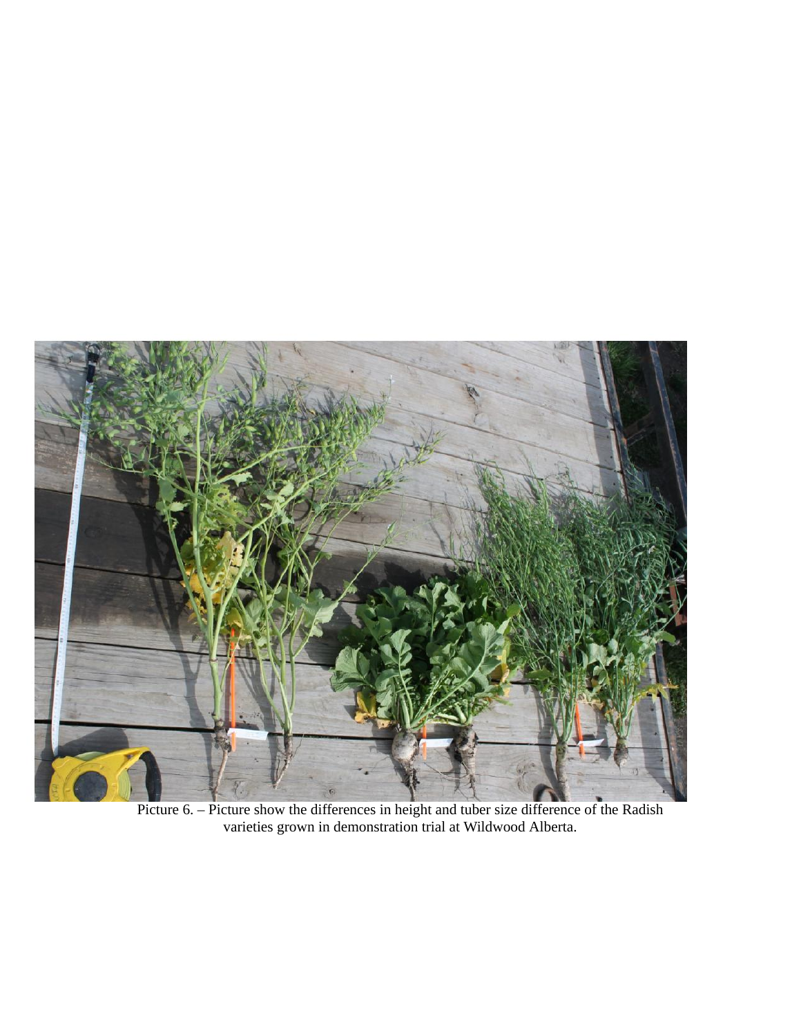Picture 6. – Picture show the differences in height and tuber size difference of the Radish varieties grown in demonstration trial at Wildwood Alberta.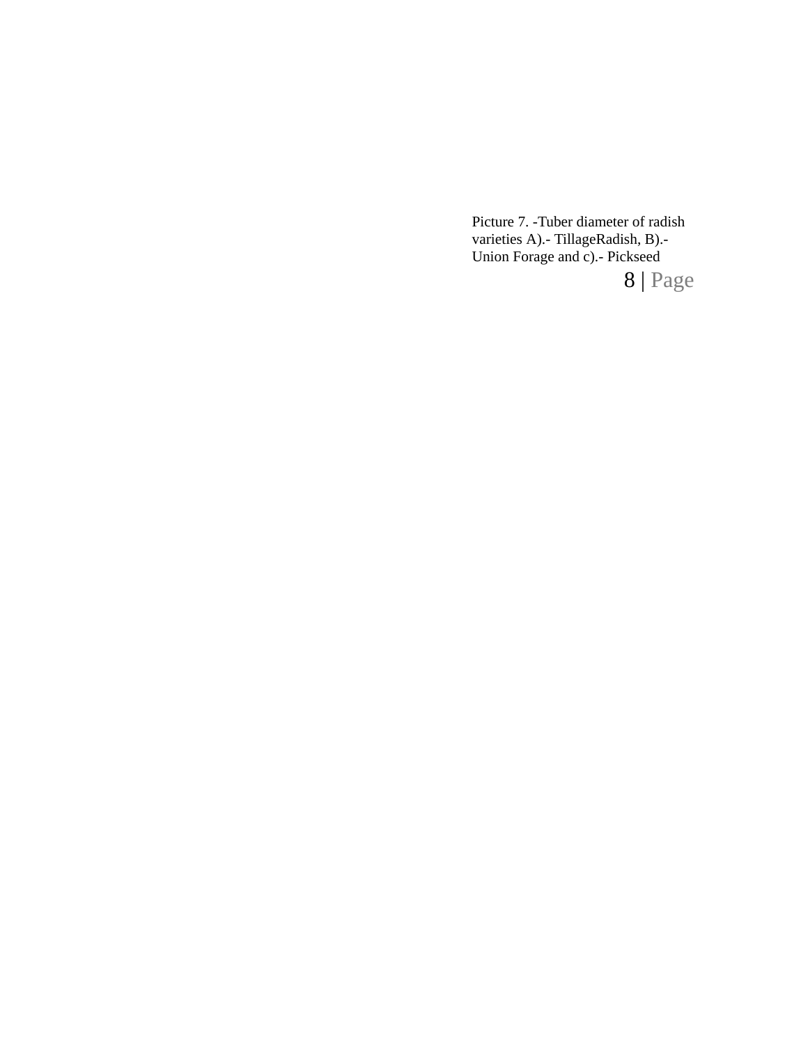Picture 7. -Tuber diameter of radish varieties A).- TillageRadish, B).- Union Forage and c).- Pickseed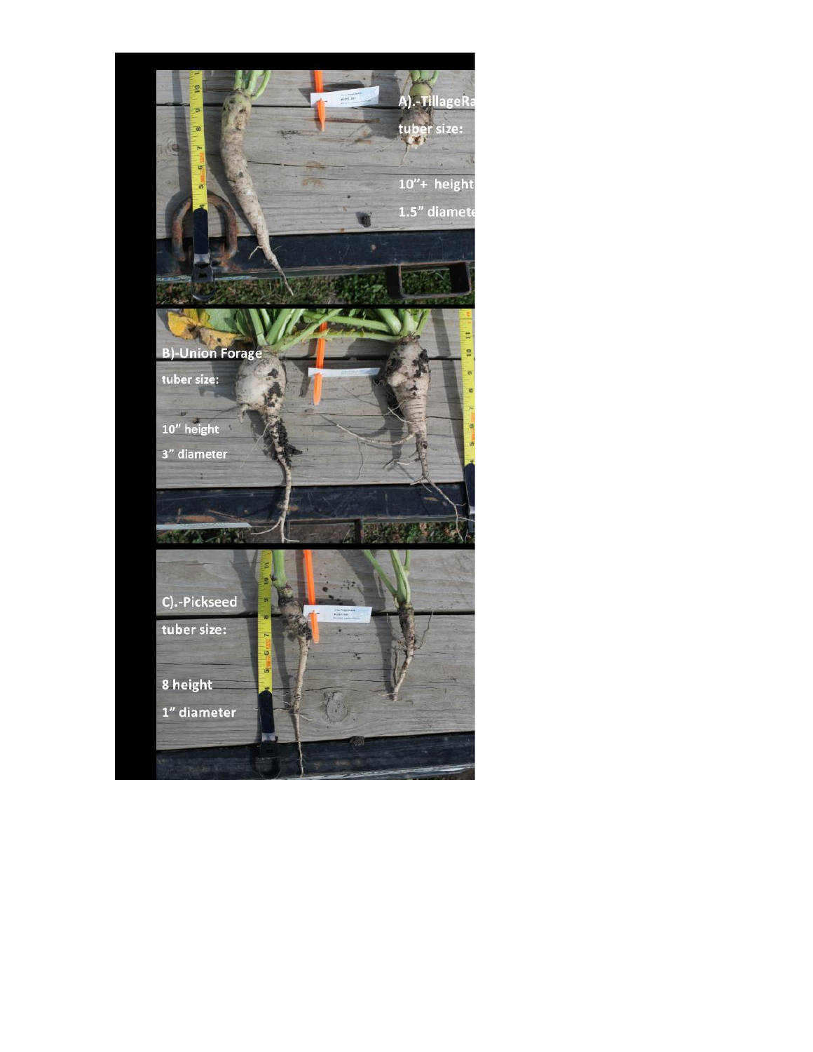A).-TillageRa

tuber size:

10"+ height

1.5" diamete

B)-Union Forage

tuber size:

10" height

3" diameter

C).-Pickseed

tuber size:

8 height

1" diameter